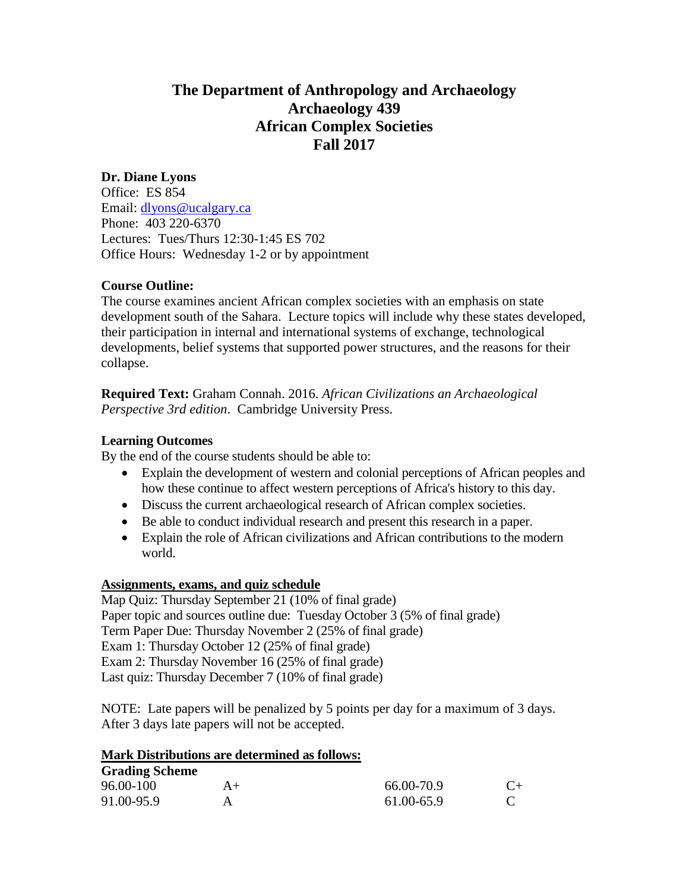# The Department of Anthropology and Archaeology
# Archaeology 439
# African Complex Societies
# Fall 2017

**Dr. Diane Lyons**
Office: ES 854
Email: dlyons@ucalgary.ca
Phone: 403 220-6370
Lectures: Tues/Thurs 12:30-1:45 ES 702
Office Hours: Wednesday 1-2 or by appointment

**Course Outline:**
The course examines ancient African complex societies with an emphasis on state development south of the Sahara. Lecture topics will include why these states developed, their participation in internal and international systems of exchange, technological developments, belief systems that supported power structures, and the reasons for their collapse.

**Required Text:** Graham Connah. 2016. *African Civilizations an Archaeological Perspective 3rd edition*. Cambridge University Press.

**Learning Outcomes**
By the end of the course students should be able to:

- Explain the development of western and colonial perceptions of African peoples and how these continue to affect western perceptions of Africa's history to this day.
- Discuss the current archaeological research of African complex societies.
- Be able to conduct individual research and present this research in a paper.
- Explain the role of African civilizations and African contributions to the modern world.

**Assignments, exams, and quiz schedule**
Map Quiz: Thursday September 21 (10% of final grade)
Paper topic and sources outline due: Tuesday October 3 (5% of final grade)
Term Paper Due: Thursday November 2 (25% of final grade)
Exam 1: Thursday October 12 (25% of final grade)
Exam 2: Thursday November 16 (25% of final grade)
Last quiz: Thursday December 7 (10% of final grade)

NOTE: Late papers will be penalized by 5 points per day for a maximum of 3 days. After 3 days late papers will not be accepted.

**Mark Distributions are determined as follows:**

**Grading Scheme**

| | | | |
|---|---|---|---|
| 96.00-100 | A+ | 66.00-70.9 | C+ |
| 91.00-95.9 | A | 61.00-65.9 | C |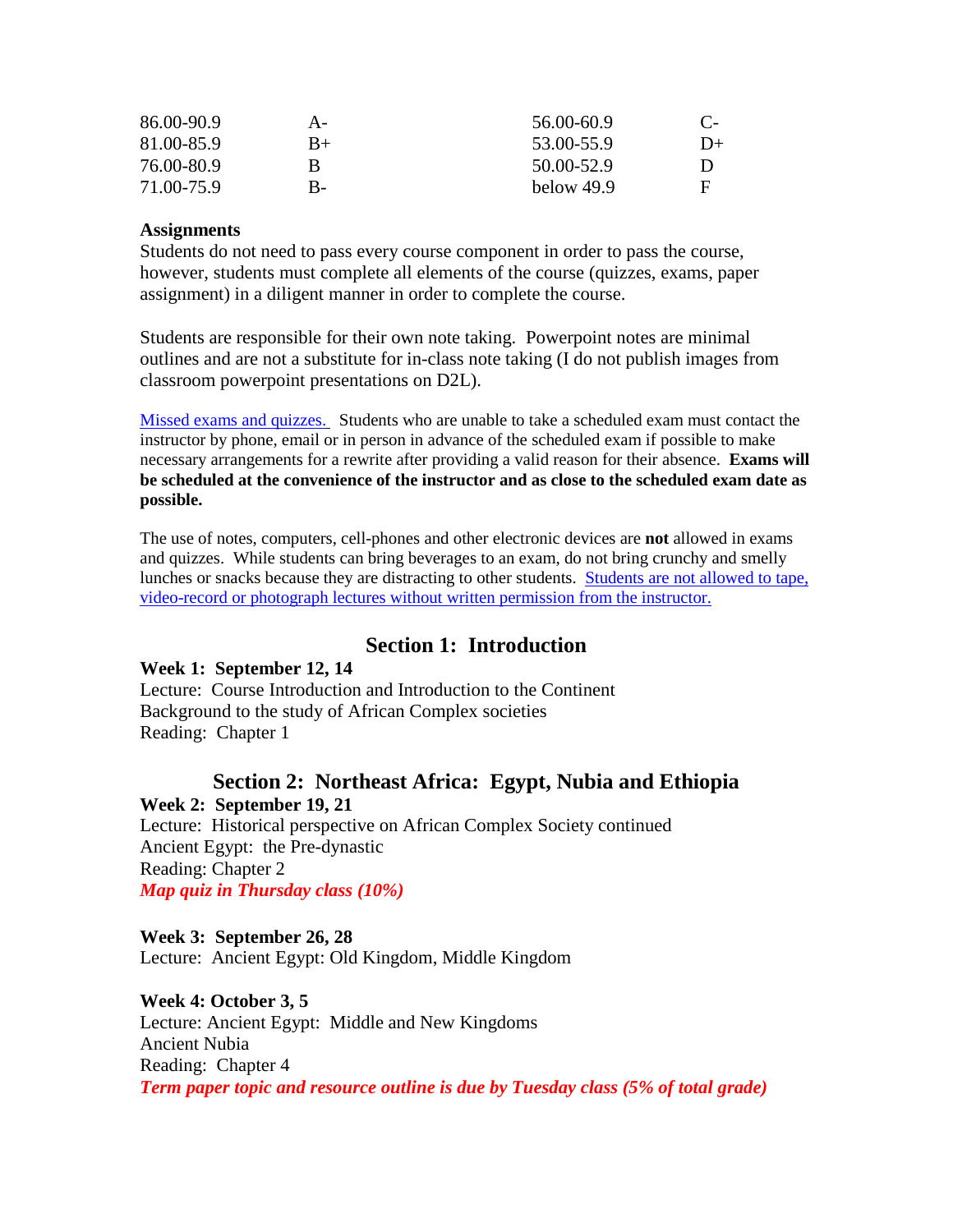| | | | |
|---|---|---|---|
| 86.00-90.9 | A- | 56.00-60.9 | C- |
| 81.00-85.9 | B+ | 53.00-55.9 | D+ |
| 76.00-80.9 | B | 50.00-52.9 | D |
| 71.00-75.9 | B- | below 49.9 | F |

**Assignments**

Students do not need to pass every course component in order to pass the course, however, students must complete all elements of the course (quizzes, exams, paper assignment) in a diligent manner in order to complete the course.

Students are responsible for their own note taking. Powerpoint notes are minimal outlines and are not a substitute for in-class note taking (I do not publish images from classroom powerpoint presentations on D2L).

Missed exams and quizzes. Students who are unable to take a scheduled exam must contact the instructor by phone, email or in person in advance of the scheduled exam if possible to make necessary arrangements for a rewrite after providing a valid reason for their absence. **Exams will be scheduled at the convenience of the instructor and as close to the scheduled exam date as possible.**

The use of notes, computers, cell-phones and other electronic devices are **not** allowed in exams and quizzes. While students can bring beverages to an exam, do not bring crunchy and smelly lunches or snacks because they are distracting to other students. Students are not allowed to tape, video-record or photograph lectures without written permission from the instructor.

## Section 1: Introduction

**Week 1: September 12, 14**
Lecture: Course Introduction and Introduction to the Continent
Background to the study of African Complex societies
Reading: Chapter 1

## Section 2: Northeast Africa: Egypt, Nubia and Ethiopia

**Week 2: September 19, 21**
Lecture: Historical perspective on African Complex Society continued
Ancient Egypt: the Pre-dynastic
Reading: Chapter 2
***Map quiz in Thursday class (10%)***

**Week 3: September 26, 28**
Lecture: Ancient Egypt: Old Kingdom, Middle Kingdom

**Week 4: October 3, 5**
Lecture: Ancient Egypt: Middle and New Kingdoms
Ancient Nubia
Reading: Chapter 4
***Term paper topic and resource outline is due by Tuesday class (5% of total grade)***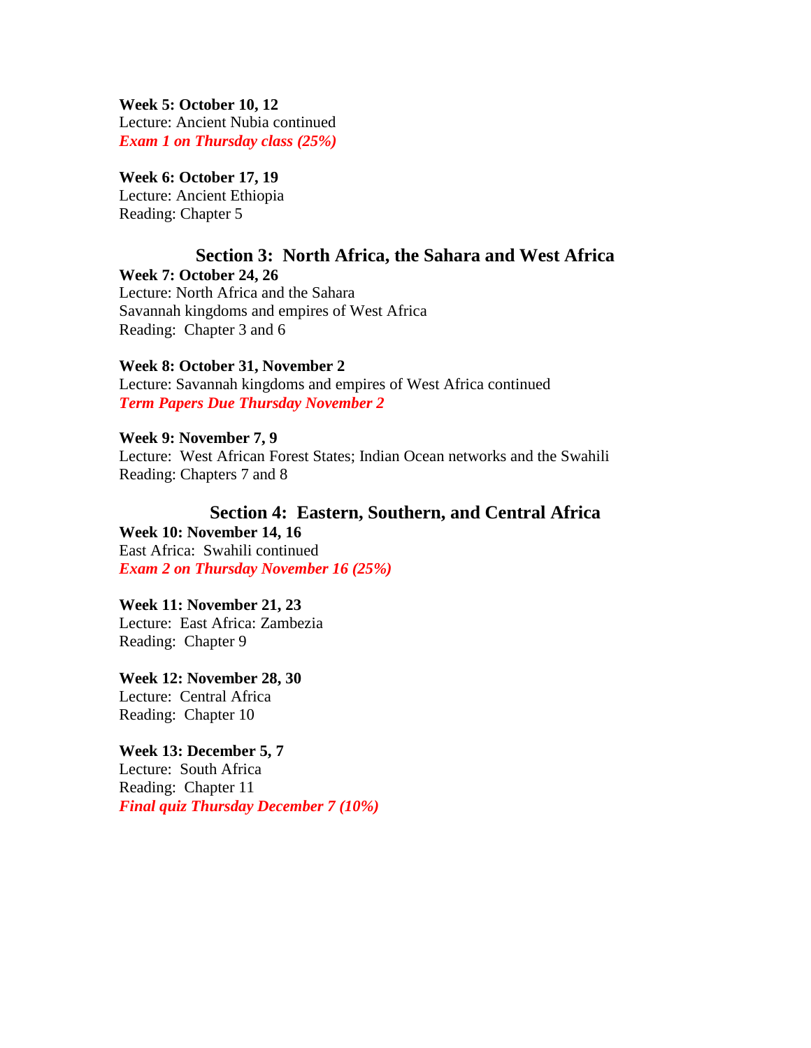**Week 5: October 10, 12**
Lecture: Ancient Nubia continued
***Exam 1 on Thursday class (25%)***

**Week 6: October 17, 19**
Lecture: Ancient Ethiopia
Reading: Chapter 5

## Section 3: North Africa, the Sahara and West Africa

**Week 7: October 24, 26**
Lecture: North Africa and the Sahara
Savannah kingdoms and empires of West Africa
Reading: Chapter 3 and 6

**Week 8: October 31, November 2**
Lecture: Savannah kingdoms and empires of West Africa continued
***Term Papers Due Thursday November 2***

**Week 9: November 7, 9**
Lecture: West African Forest States; Indian Ocean networks and the Swahili
Reading: Chapters 7 and 8

## Section 4: Eastern, Southern, and Central Africa

**Week 10: November 14, 16**
East Africa: Swahili continued
***Exam 2 on Thursday November 16 (25%)***

**Week 11: November 21, 23**
Lecture: East Africa: Zambezia
Reading: Chapter 9

**Week 12: November 28, 30**
Lecture: Central Africa
Reading: Chapter 10

**Week 13: December 5, 7**
Lecture: South Africa
Reading: Chapter 11
***Final quiz Thursday December 7 (10%)***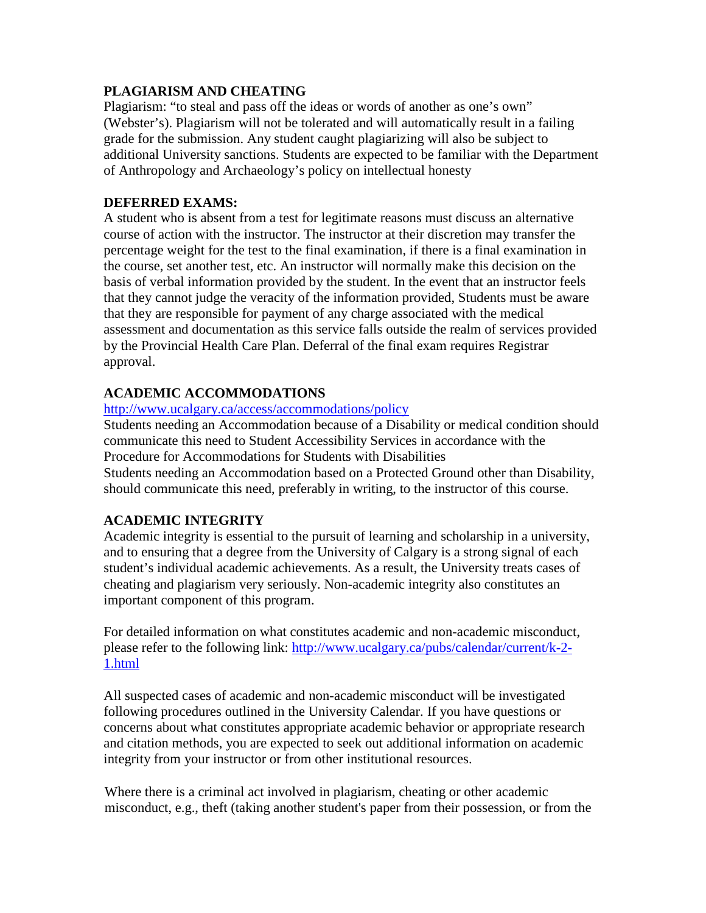**PLAGIARISM AND CHEATING**

Plagiarism: "to steal and pass off the ideas or words of another as one's own" (Webster's). Plagiarism will not be tolerated and will automatically result in a failing grade for the submission. Any student caught plagiarizing will also be subject to additional University sanctions. Students are expected to be familiar with the Department of Anthropology and Archaeology's policy on intellectual honesty

**DEFERRED EXAMS:**

A student who is absent from a test for legitimate reasons must discuss an alternative course of action with the instructor. The instructor at their discretion may transfer the percentage weight for the test to the final examination, if there is a final examination in the course, set another test, etc. An instructor will normally make this decision on the basis of verbal information provided by the student. In the event that an instructor feels that they cannot judge the veracity of the information provided, Students must be aware that they are responsible for payment of any charge associated with the medical assessment and documentation as this service falls outside the realm of services provided by the Provincial Health Care Plan. Deferral of the final exam requires Registrar approval.

**ACADEMIC ACCOMMODATIONS**

[http://www.ucalgary.ca/access/accommodations/policy](http://www.ucalgary.ca/access/accommodations/policy)

Students needing an Accommodation because of a Disability or medical condition should communicate this need to Student Accessibility Services in accordance with the Procedure for Accommodations for Students with Disabilities

Students needing an Accommodation based on a Protected Ground other than Disability, should communicate this need, preferably in writing, to the instructor of this course.

**ACADEMIC INTEGRITY**

Academic integrity is essential to the pursuit of learning and scholarship in a university, and to ensuring that a degree from the University of Calgary is a strong signal of each student's individual academic achievements. As a result, the University treats cases of cheating and plagiarism very seriously. Non-academic integrity also constitutes an important component of this program.

For detailed information on what constitutes academic and non-academic misconduct, please refer to the following link: [http://www.ucalgary.ca/pubs/calendar/current/k-2-1.html](http://www.ucalgary.ca/pubs/calendar/current/k-2-1.html)

All suspected cases of academic and non-academic misconduct will be investigated following procedures outlined in the University Calendar. If you have questions or concerns about what constitutes appropriate academic behavior or appropriate research and citation methods, you are expected to seek out additional information on academic integrity from your instructor or from other institutional resources.

Where there is a criminal act involved in plagiarism, cheating or other academic misconduct, e.g., theft (taking another student's paper from their possession, or from the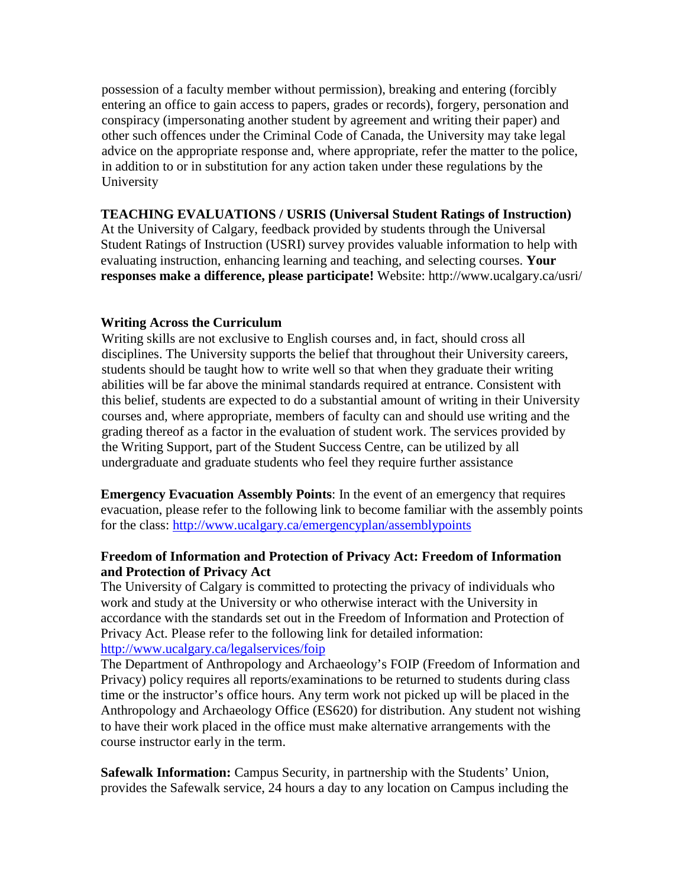possession of a faculty member without permission), breaking and entering (forcibly entering an office to gain access to papers, grades or records), forgery, personation and conspiracy (impersonating another student by agreement and writing their paper) and other such offences under the Criminal Code of Canada, the University may take legal advice on the appropriate response and, where appropriate, refer the matter to the police, in addition to or in substitution for any action taken under these regulations by the University

**TEACHING EVALUATIONS / USRIS (Universal Student Ratings of Instruction)**
At the University of Calgary, feedback provided by students through the Universal Student Ratings of Instruction (USRI) survey provides valuable information to help with evaluating instruction, enhancing learning and teaching, and selecting courses. **Your responses make a difference, please participate!** Website: http://www.ucalgary.ca/usri/

**Writing Across the Curriculum**
Writing skills are not exclusive to English courses and, in fact, should cross all disciplines. The University supports the belief that throughout their University careers, students should be taught how to write well so that when they graduate their writing abilities will be far above the minimal standards required at entrance. Consistent with this belief, students are expected to do a substantial amount of writing in their University courses and, where appropriate, members of faculty can and should use writing and the grading thereof as a factor in the evaluation of student work. The services provided by the Writing Support, part of the Student Success Centre, can be utilized by all undergraduate and graduate students who feel they require further assistance

**Emergency Evacuation Assembly Points**: In the event of an emergency that requires evacuation, please refer to the following link to become familiar with the assembly points for the class: http://www.ucalgary.ca/emergencyplan/assemblypoints

**Freedom of Information and Protection of Privacy Act: Freedom of Information and Protection of Privacy Act**
The University of Calgary is committed to protecting the privacy of individuals who work and study at the University or who otherwise interact with the University in accordance with the standards set out in the Freedom of Information and Protection of Privacy Act. Please refer to the following link for detailed information: http://www.ucalgary.ca/legalservices/foip
The Department of Anthropology and Archaeology's FOIP (Freedom of Information and Privacy) policy requires all reports/examinations to be returned to students during class time or the instructor's office hours. Any term work not picked up will be placed in the Anthropology and Archaeology Office (ES620) for distribution. Any student not wishing to have their work placed in the office must make alternative arrangements with the course instructor early in the term.

**Safewalk Information:** Campus Security, in partnership with the Students' Union, provides the Safewalk service, 24 hours a day to any location on Campus including the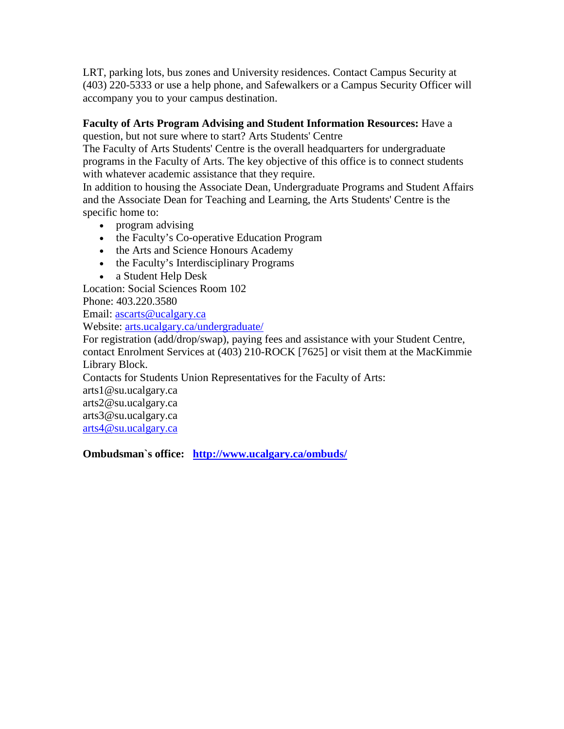LRT, parking lots, bus zones and University residences. Contact Campus Security at (403) 220-5333 or use a help phone, and Safewalkers or a Campus Security Officer will accompany you to your campus destination.

**Faculty of Arts Program Advising and Student Information Resources:** Have a question, but not sure where to start? Arts Students' Centre
The Faculty of Arts Students' Centre is the overall headquarters for undergraduate programs in the Faculty of Arts. The key objective of this office is to connect students with whatever academic assistance that they require.
In addition to housing the Associate Dean, Undergraduate Programs and Student Affairs and the Associate Dean for Teaching and Learning, the Arts Students' Centre is the specific home to:

- program advising
- the Faculty's Co-operative Education Program
- the Arts and Science Honours Academy
- the Faculty's Interdisciplinary Programs
- a Student Help Desk

Location: Social Sciences Room 102
Phone: 403.220.3580
Email: ascarts@ucalgary.ca
Website: arts.ucalgary.ca/undergraduate/
For registration (add/drop/swap), paying fees and assistance with your Student Centre, contact Enrolment Services at (403) 210-ROCK [7625] or visit them at the MacKimmie Library Block.
Contacts for Students Union Representatives for the Faculty of Arts:
arts1@su.ucalgary.ca
arts2@su.ucalgary.ca
arts3@su.ucalgary.ca
arts4@su.ucalgary.ca

**Ombudsman`s office: http://www.ucalgary.ca/ombuds/**